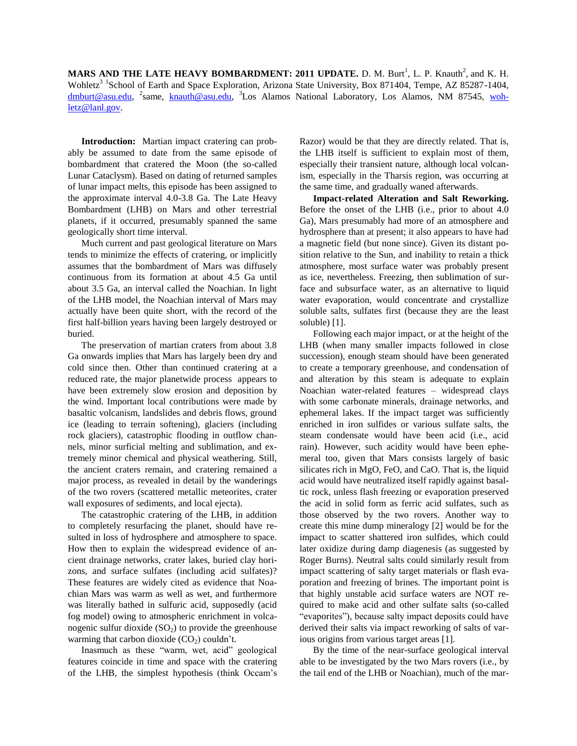**MARS AND THE LATE HEAVY BOMBARDMENT: 2011 UPDATE.** D. M. Burt[1], L. P. Knauth[2], and K. H. Wohletz[3] [1]School of Earth and Space Exploration, Arizona State University, Box 871404, Tempe, AZ 85287-1404, dmburt@asu.edu, [2]same, knauth@asu.edu, [3]Los Alamos National Laboratory, Los Alamos, NM 87545, wohletz@lanl.gov.

**Introduction:** Martian impact cratering can probably be assumed to date from the same episode of bombardment that cratered the Moon (the so-called Lunar Cataclysm). Based on dating of returned samples of lunar impact melts, this episode has been assigned to the approximate interval 4.0-3.8 Ga. The Late Heavy Bombardment (LHB) on Mars and other terrestrial planets, if it occurred, presumably spanned the same geologically short time interval.

Much current and past geological literature on Mars tends to minimize the effects of cratering, or implicitly assumes that the bombardment of Mars was diffusely continuous from its formation at about 4.5 Ga until about 3.5 Ga, an interval called the Noachian. In light of the LHB model, the Noachian interval of Mars may actually have been quite short, with the record of the first half-billion years having been largely destroyed or buried.

The preservation of martian craters from about 3.8 Ga onwards implies that Mars has largely been dry and cold since then. Other than continued cratering at a reduced rate, the major planetwide process appears to have been extremely slow erosion and deposition by the wind. Important local contributions were made by basaltic volcanism, landslides and debris flows, ground ice (leading to terrain softening), glaciers (including rock glaciers), catastrophic flooding in outflow channels, minor surficial melting and sublimation, and extremely minor chemical and physical weathering. Still, the ancient craters remain, and cratering remained a major process, as revealed in detail by the wanderings of the two rovers (scattered metallic meteorites, crater wall exposures of sediments, and local ejecta).

The catastrophic cratering of the LHB, in addition to completely resurfacing the planet, should have resulted in loss of hydrosphere and atmosphere to space. How then to explain the widespread evidence of ancient drainage networks, crater lakes, buried clay horizons, and surface sulfates (including acid sulfates)? These features are widely cited as evidence that Noachian Mars was warm as well as wet, and furthermore was literally bathed in sulfuric acid, supposedly (acid fog model) owing to atmospheric enrichment in volcanogenic sulfur dioxide ($SO_2$) to provide the greenhouse warming that carbon dioxide ($CO_2$) couldn't.

Inasmuch as these "warm, wet, acid" geological features coincide in time and space with the cratering of the LHB, the simplest hypothesis (think Occam's Razor) would be that they are directly related. That is, the LHB itself is sufficient to explain most of them, especially their transient nature, although local volcanism, especially in the Tharsis region, was occurring at the same time, and gradually waned afterwards.

**Impact-related Alteration and Salt Reworking.** Before the onset of the LHB (i.e., prior to about 4.0 Ga), Mars presumably had more of an atmosphere and hydrosphere than at present; it also appears to have had a magnetic field (but none since). Given its distant position relative to the Sun, and inability to retain a thick atmosphere, most surface water was probably present as ice, nevertheless. Freezing, then sublimation of surface and subsurface water, as an alternative to liquid water evaporation, would concentrate and crystallize soluble salts, sulfates first (because they are the least soluble) [1].

Following each major impact, or at the height of the LHB (when many smaller impacts followed in close succession), enough steam should have been generated to create a temporary greenhouse, and condensation of and alteration by this steam is adequate to explain Noachian water-related features – widespread clays with some carbonate minerals, drainage networks, and ephemeral lakes. If the impact target was sufficiently enriched in iron sulfides or various sulfate salts, the steam condensate would have been acid (i.e., acid rain). However, such acidity would have been ephemeral too, given that Mars consists largely of basic silicates rich in MgO, FeO, and CaO. That is, the liquid acid would have neutralized itself rapidly against basaltic rock, unless flash freezing or evaporation preserved the acid in solid form as ferric acid sulfates, such as those observed by the two rovers. Another way to create this mine dump mineralogy [2] would be for the impact to scatter shattered iron sulfides, which could later oxidize during damp diagenesis (as suggested by Roger Burns). Neutral salts could similarly result from impact scattering of salty target materials or flash evaporation and freezing of brines. The important point is that highly unstable acid surface waters are NOT required to make acid and other sulfate salts (so-called "evaporites"), because salty impact deposits could have derived their salts via impact reworking of salts of various origins from various target areas [1].

By the time of the near-surface geological interval able to be investigated by the two Mars rovers (i.e., by the tail end of the LHB or Noachian), much of the mar-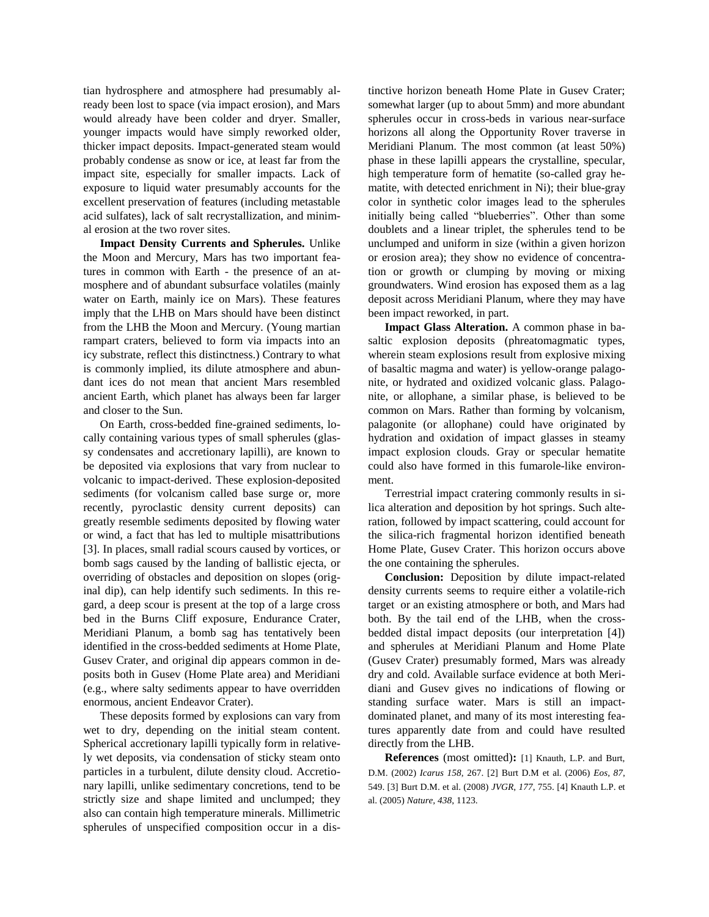tian hydrosphere and atmosphere had presumably already been lost to space (via impact erosion), and Mars would already have been colder and dryer. Smaller, younger impacts would have simply reworked older, thicker impact deposits. Impact-generated steam would probably condense as snow or ice, at least far from the impact site, especially for smaller impacts. Lack of exposure to liquid water presumably accounts for the excellent preservation of features (including metastable acid sulfates), lack of salt recrystallization, and minimal erosion at the two rover sites.

**Impact Density Currents and Spherules.** Unlike the Moon and Mercury, Mars has two important features in common with Earth - the presence of an atmosphere and of abundant subsurface volatiles (mainly water on Earth, mainly ice on Mars). These features imply that the LHB on Mars should have been distinct from the LHB the Moon and Mercury. (Young martian rampart craters, believed to form via impacts into an icy substrate, reflect this distinctness.) Contrary to what is commonly implied, its dilute atmosphere and abundant ices do not mean that ancient Mars resembled ancient Earth, which planet has always been far larger and closer to the Sun.

On Earth, cross-bedded fine-grained sediments, locally containing various types of small spherules (glassy condensates and accretionary lapilli), are known to be deposited via explosions that vary from nuclear to volcanic to impact-derived. These explosion-deposited sediments (for volcanism called base surge or, more recently, pyroclastic density current deposits) can greatly resemble sediments deposited by flowing water or wind, a fact that has led to multiple misattributions [3]. In places, small radial scours caused by vortices, or bomb sags caused by the landing of ballistic ejecta, or overriding of obstacles and deposition on slopes (original dip), can help identify such sediments. In this regard, a deep scour is present at the top of a large cross bed in the Burns Cliff exposure, Endurance Crater, Meridiani Planum, a bomb sag has tentatively been identified in the cross-bedded sediments at Home Plate, Gusev Crater, and original dip appears common in deposits both in Gusev (Home Plate area) and Meridiani (e.g., where salty sediments appear to have overridden enormous, ancient Endeavor Crater).

These deposits formed by explosions can vary from wet to dry, depending on the initial steam content. Spherical accretionary lapilli typically form in relatively wet deposits, via condensation of sticky steam onto particles in a turbulent, dilute density cloud. Accretionary lapilli, unlike sedimentary concretions, tend to be strictly size and shape limited and unclumped; they also can contain high temperature minerals. Millimetric spherules of unspecified composition occur in a distinctive horizon beneath Home Plate in Gusev Crater; somewhat larger (up to about 5mm) and more abundant spherules occur in cross-beds in various near-surface horizons all along the Opportunity Rover traverse in Meridiani Planum. The most common (at least 50%) phase in these lapilli appears the crystalline, specular, high temperature form of hematite (so-called gray hematite, with detected enrichment in Ni); their blue-gray color in synthetic color images lead to the spherules initially being called "blueberries". Other than some doublets and a linear triplet, the spherules tend to be unclumped and uniform in size (within a given horizon or erosion area); they show no evidence of concentration or growth or clumping by moving or mixing groundwaters. Wind erosion has exposed them as a lag deposit across Meridiani Planum, where they may have been impact reworked, in part.

**Impact Glass Alteration.** A common phase in basaltic explosion deposits (phreatomagmatic types, wherein steam explosions result from explosive mixing of basaltic magma and water) is yellow-orange palagonite, or hydrated and oxidized volcanic glass. Palagonite, or allophane, a similar phase, is believed to be common on Mars. Rather than forming by volcanism, palagonite (or allophane) could have originated by hydration and oxidation of impact glasses in steamy impact explosion clouds. Gray or specular hematite could also have formed in this fumarole-like environment.

Terrestrial impact cratering commonly results in silica alteration and deposition by hot springs. Such alteration, followed by impact scattering, could account for the silica-rich fragmental horizon identified beneath Home Plate, Gusev Crater. This horizon occurs above the one containing the spherules.

**Conclusion:** Deposition by dilute impact-related density currents seems to require either a volatile-rich target or an existing atmosphere or both, and Mars had both. By the tail end of the LHB, when the cross-bedded distal impact deposits (our interpretation [4]) and spherules at Meridiani Planum and Home Plate (Gusev Crater) presumably formed, Mars was already dry and cold. Available surface evidence at both Meridiani and Gusev gives no indications of flowing or standing surface water. Mars is still an impact-dominated planet, and many of its most interesting features apparently date from and could have resulted directly from the LHB.

**References** (most omitted)**:** [1] Knauth, L.P. and Burt, D.M. (2002) *Icarus 158*, 267. [2] Burt D.M et al. (2006) *Eos, 87*, 549. [3] Burt D.M. et al. (2008) *JVGR, 177*, 755. [4] Knauth L.P. et al. (2005) *Nature, 438*, 1123.